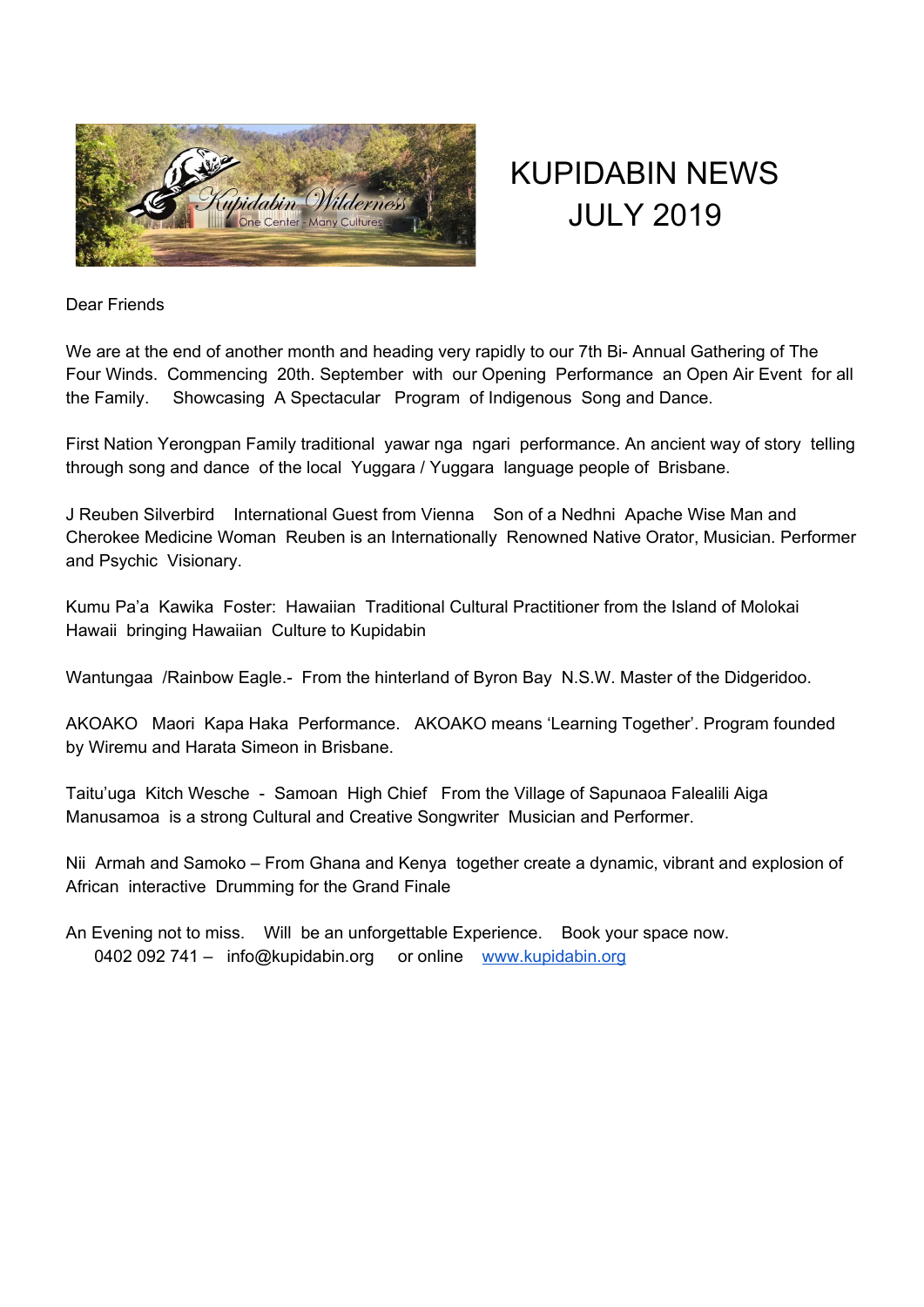# KUPIDABIN NEWS JULY 2019

Dear Friends

We are at the end of another month and heading very rapidly to our 7th Bi- Annual Gathering of The Four Winds. Commencing 20th. September with our Opening Performance an Open Air Event for all the Family. Showcasing A Spectacular Program of Indigenous Song and Dance.

First Nation Yerongpan Family traditional yawar nga ngari performance. An ancient way of story telling through song and dance of the local Yuggara / Yuggara language people of Brisbane.

J Reuben Silverbird International Guest from Vienna Son of a Nedhni Apache Wise Man and Cherokee Medicine Woman Reuben is an Internationally Renowned Native Orator, Musician. Performer and Psychic Visionary.

Kumu Pa'a Kawika Foster: Hawaiian Traditional Cultural Practitioner from the Island of Molokai Hawaii bringing Hawaiian Culture to Kupidabin

Wantungaa /Rainbow Eagle.- From the hinterland of Byron Bay N.S.W. Master of the Didgeridoo.

AKOAKO Maori Kapa Haka Performance. AKOAKO means 'Learning Together'. Program founded by Wiremu and Harata Simeon in Brisbane.

Taitu'uga Kitch Wesche - Samoan High Chief From the Village of Sapunaoa Falealili Aiga Manusamoa is a strong Cultural and Creative Songwriter Musician and Performer.

Nii Armah and Samoko – From Ghana and Kenya together create a dynamic, vibrant and explosion of African interactive Drumming for the Grand Finale

An Evening not to miss. Will be an unforgettable Experience. Book your space now.
0402 092 741 – info@kupidabin.org or online [www.kupidabin.org](http://www.kupidabin.org)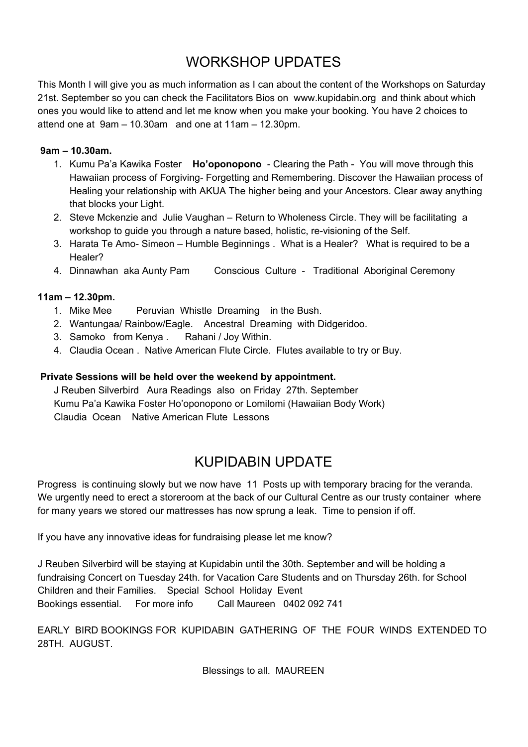# WORKSHOP UPDATES

This Month I will give you as much information as I can about the content of the Workshops on Saturday 21st. September so you can check the Facilitators Bios on www.kupidabin.org and think about which ones you would like to attend and let me know when you make your booking. You have 2 choices to attend one at 9am – 10.30am and one at 11am – 12.30pm.

**9am – 10.30am.**

1. Kumu Pa'a Kawika Foster **Ho'oponopono** - Clearing the Path - You will move through this Hawaiian process of Forgiving- Forgetting and Remembering. Discover the Hawaiian process of Healing your relationship with AKUA The higher being and your Ancestors. Clear away anything that blocks your Light.
2. Steve Mckenzie and Julie Vaughan – Return to Wholeness Circle. They will be facilitating a workshop to guide you through a nature based, holistic, re-visioning of the Self.
3. Harata Te Amo- Simeon – Humble Beginnings . What is a Healer? What is required to be a Healer?
4. Dinnawhan aka Aunty Pam Conscious Culture - Traditional Aboriginal Ceremony

**11am – 12.30pm.**

1. Mike Mee Peruvian Whistle Dreaming in the Bush.
2. Wantungaa/ Rainbow/Eagle. Ancestral Dreaming with Didgeridoo.
3. Samoko from Kenya . Rahani / Joy Within.
4. Claudia Ocean . Native American Flute Circle. Flutes available to try or Buy.

**Private Sessions will be held over the weekend by appointment.**

J Reuben Silverbird Aura Readings also on Friday 27th. September
Kumu Pa'a Kawika Foster Ho'oponopono or Lomilomi (Hawaiian Body Work)
Claudia Ocean Native American Flute Lessons

# KUPIDABIN UPDATE

Progress is continuing slowly but we now have 11 Posts up with temporary bracing for the veranda. We urgently need to erect a storeroom at the back of our Cultural Centre as our trusty container where for many years we stored our mattresses has now sprung a leak. Time to pension if off.

If you have any innovative ideas for fundraising please let me know?

J Reuben Silverbird will be staying at Kupidabin until the 30th. September and will be holding a fundraising Concert on Tuesday 24th. for Vacation Care Students and on Thursday 26th. for School Children and their Families. Special School Holiday Event
Bookings essential. For more info Call Maureen 0402 092 741

EARLY BIRD BOOKINGS FOR KUPIDABIN GATHERING OF THE FOUR WINDS EXTENDED TO 28TH. AUGUST.

Blessings to all. MAUREEN